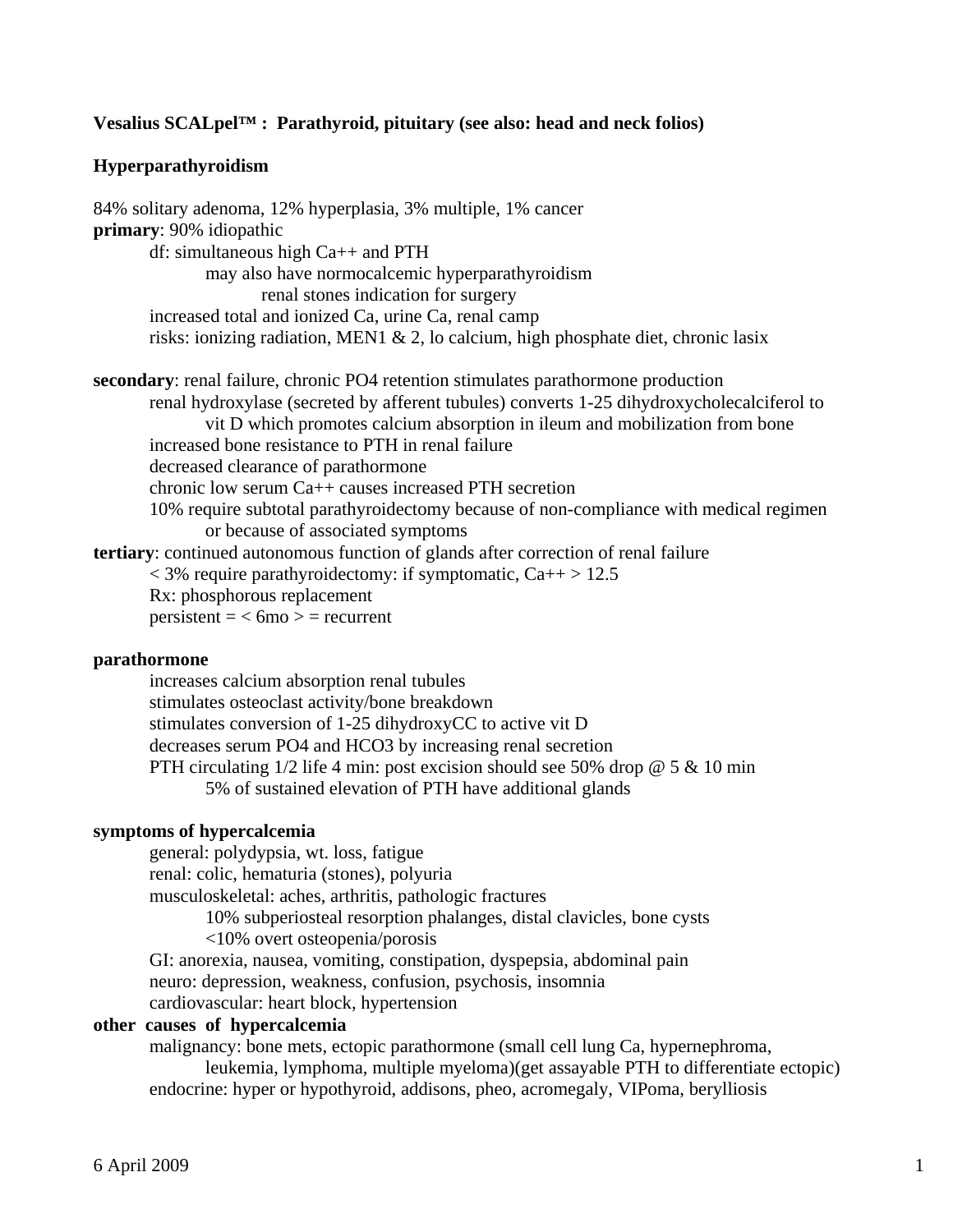**Vesalius SCALpel™ : Parathyroid, pituitary (see also: head and neck folios)**

**Hyperparathyroidism**

84% solitary adenoma, 12% hyperplasia, 3% multiple, 1% cancer

**primary**: 90% idiopathic
- df: simultaneous high Ca++ and PTH
  - may also have normocalcemic hyperparathyroidism
    - renal stones indication for surgery
- increased total and ionized Ca, urine Ca, renal camp
- risks: ionizing radiation, MEN1 & 2, lo calcium, high phosphate diet, chronic lasix

**secondary**: renal failure, chronic PO4 retention stimulates parathormone production
- renal hydroxylase (secreted by afferent tubules) converts 1-25 dihydroxycholecalciferol to vit D which promotes calcium absorption in ileum and mobilization from bone
- increased bone resistance to PTH in renal failure
- decreased clearance of parathormone
- chronic low serum Ca++ causes increased PTH secretion
- 10% require subtotal parathyroidectomy because of non-compliance with medical regimen or because of associated symptoms

**tertiary**: continued autonomous function of glands after correction of renal failure
- < 3% require parathyroidectomy: if symptomatic, Ca++ > 12.5
- Rx: phosphorous replacement
- persistent = < 6mo > = recurrent

**parathormone**
- increases calcium absorption renal tubules
- stimulates osteoclast activity/bone breakdown
- stimulates conversion of 1-25 dihydroxyCC to active vit D
- decreases serum PO4 and HCO3 by increasing renal secretion
- PTH circulating 1/2 life 4 min: post excision should see 50% drop @ 5 & 10 min
  - 5% of sustained elevation of PTH have additional glands

**symptoms of hypercalcemia**
- general: polydypsia, wt. loss, fatigue
- renal: colic, hematuria (stones), polyuria
- musculoskeletal: aches, arthritis, pathologic fractures
  - 10% subperiosteal resorption phalanges, distal clavicles, bone cysts
  - <10% overt osteopenia/porosis
- GI: anorexia, nausea, vomiting, constipation, dyspepsia, abdominal pain
- neuro: depression, weakness, confusion, psychosis, insomnia
- cardiovascular: heart block, hypertension

**other causes of hypercalcemia**
- malignancy: bone mets, ectopic parathormone (small cell lung Ca, hypernephroma, leukemia, lymphoma, multiple myeloma)(get assayable PTH to differentiate ectopic)
- endocrine: hyper or hypothyroid, addisons, pheo, acromegaly, VIPoma, berylliosis

6 April 2009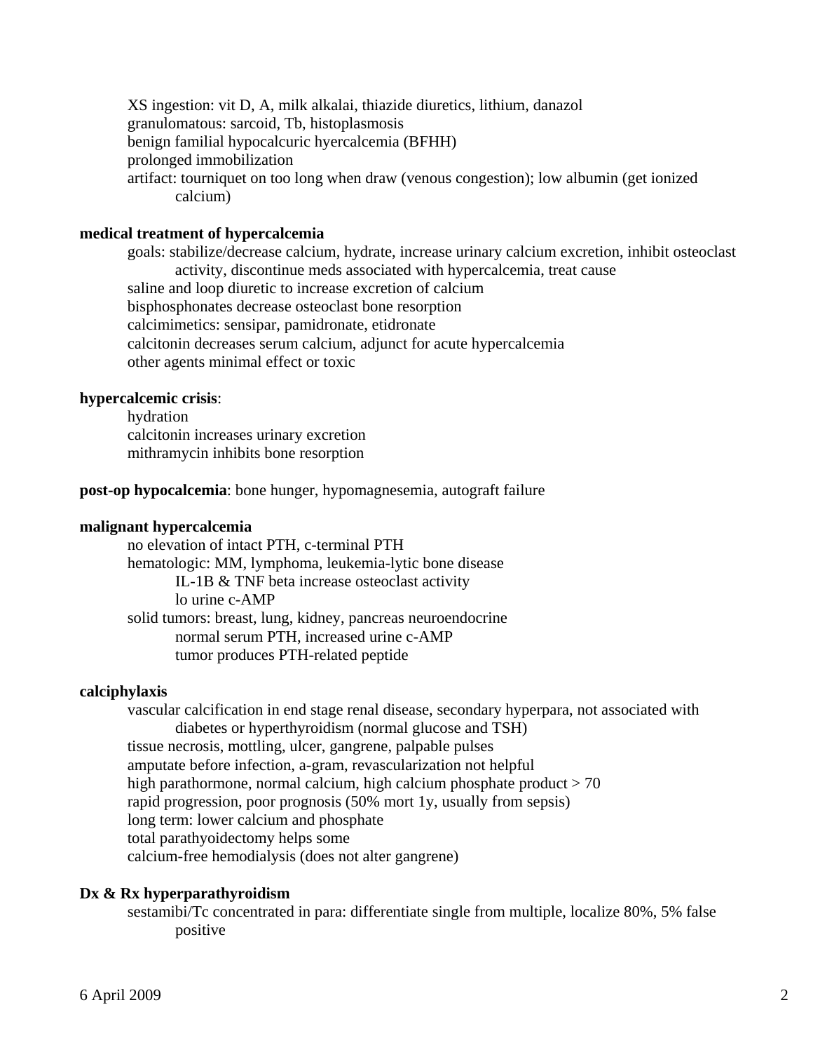XS ingestion: vit D, A, milk alkalai, thiazide diuretics, lithium, danazol
granulomatous: sarcoid, Tb, histoplasmosis
benign familial hypocalcuric hyercalcemia (BFHH)
prolonged immobilization
artifact: tourniquet on too long when draw (venous congestion); low albumin (get ionized calcium)

**medical treatment of hypercalcemia**

- goals: stabilize/decrease calcium, hydrate, increase urinary calcium excretion, inhibit osteoclast activity, discontinue meds associated with hypercalcemia, treat cause
- saline and loop diuretic to increase excretion of calcium
- bisphosphonates decrease osteoclast bone resorption
- calcimimetics: sensipar, pamidronate, etidronate
- calcitonin decreases serum calcium, adjunct for acute hypercalcemia
- other agents minimal effect or toxic

**hypercalcemic crisis**:

- hydration
- calcitonin increases urinary excretion
- mithramycin inhibits bone resorption

**post-op hypocalcemia**: bone hunger, hypomagnesemia, autograft failure

**malignant hypercalcemia**

- no elevation of intact PTH, c-terminal PTH
- hematologic: MM, lymphoma, leukemia-lytic bone disease
  - IL-1B & TNF beta increase osteoclast activity
  - lo urine c-AMP
- solid tumors: breast, lung, kidney, pancreas neuroendocrine
  - normal serum PTH, increased urine c-AMP
  - tumor produces PTH-related peptide

**calciphylaxis**

- vascular calcification in end stage renal disease, secondary hyperpara, not associated with diabetes or hyperthyroidism (normal glucose and TSH)
- tissue necrosis, mottling, ulcer, gangrene, palpable pulses
- amputate before infection, a-gram, revascularization not helpful
- high parathormone, normal calcium, high calcium phosphate product > 70
- rapid progression, poor prognosis (50% mort 1y, usually from sepsis)
- long term: lower calcium and phosphate
- total parathyoidectomy helps some
- calcium-free hemodialysis (does not alter gangrene)

**Dx & Rx hyperparathyroidism**

- sestamibi/Tc concentrated in para: differentiate single from multiple, localize 80%, 5% false positive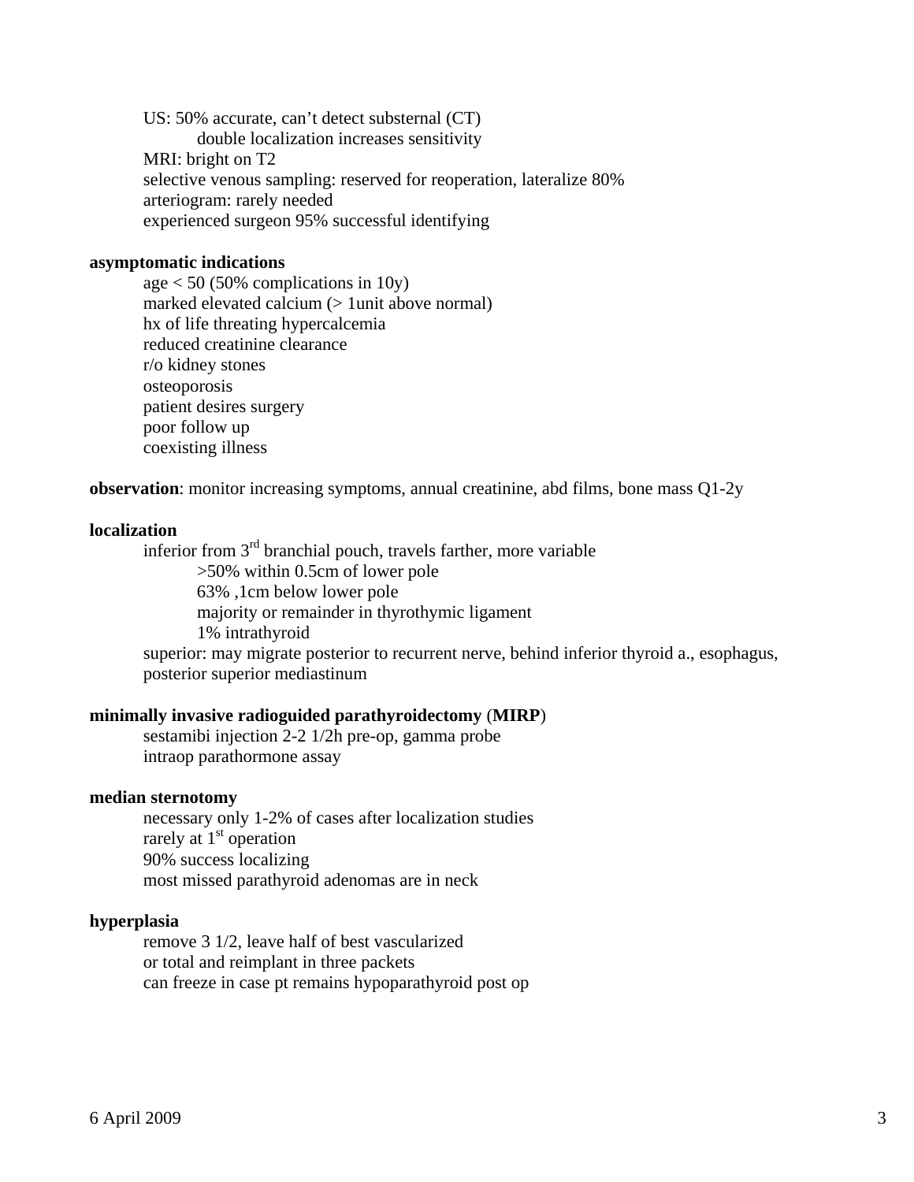- US: 50% accurate, can't detect substernal (CT)
    - double localization increases sensitivity
- MRI: bright on T2
- selective venous sampling: reserved for reoperation, lateralize 80%
- arteriogram: rarely needed
- experienced surgeon 95% successful identifying

**asymptomatic indications**

- age < 50 (50% complications in 10y)
- marked elevated calcium (> 1unit above normal)
- hx of life threating hypercalcemia
- reduced creatinine clearance
- r/o kidney stones
- osteoporosis
- patient desires surgery
- poor follow up
- coexisting illness

**observation**: monitor increasing symptoms, annual creatinine, abd films, bone mass Q1-2y

**localization**

- inferior from 3rd branchial pouch, travels farther, more variable
    - >50% within 0.5cm of lower pole
    - 63% ,1cm below lower pole
    - majority or remainder in thyrothymic ligament
    - 1% intrathyroid
- superior: may migrate posterior to recurrent nerve, behind inferior thyroid a., esophagus, posterior superior mediastinum

**minimally invasive radioguided parathyroidectomy** (**MIRP**)

- sestamibi injection 2-2 1/2h pre-op, gamma probe
- intraop parathormone assay

**median sternotomy**

- necessary only 1-2% of cases after localization studies
- rarely at 1st operation
- 90% success localizing
- most missed parathyroid adenomas are in neck

**hyperplasia**

- remove 3 1/2, leave half of best vascularized
- or total and reimplant in three packets
- can freeze in case pt remains hypoparathyroid post op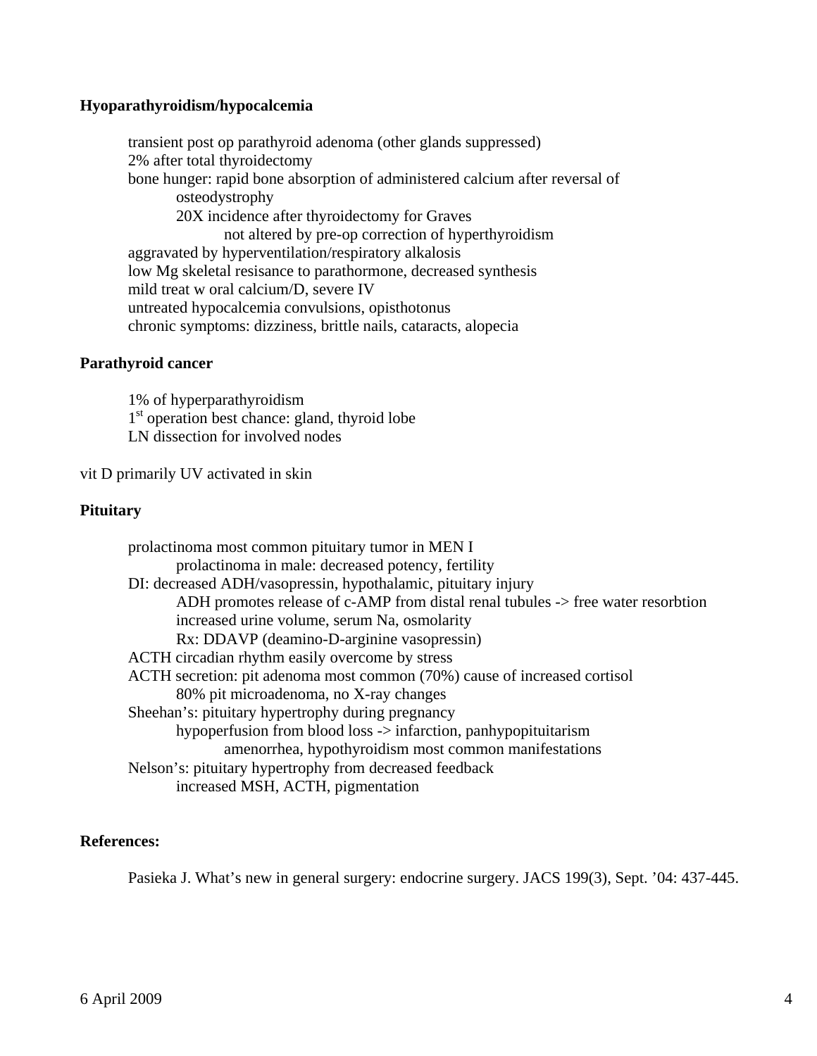**Hyoparathyroidism/hypocalcemia**

- transient post op parathyroid adenoma (other glands suppressed)
- 2% after total thyroidectomy
- bone hunger: rapid bone absorption of administered calcium after reversal of osteodystrophy
  - 20X incidence after thyroidectomy for Graves
    - not altered by pre-op correction of hyperthyroidism
- aggravated by hyperventilation/respiratory alkalosis
- low Mg skeletal resisance to parathormone, decreased synthesis
- mild treat w oral calcium/D, severe IV
- untreated hypocalcemia convulsions, opisthotonus
- chronic symptoms: dizziness, brittle nails, cataracts, alopecia

**Parathyroid cancer**

- 1% of hyperparathyroidism
- 1st operation best chance: gland, thyroid lobe
- LN dissection for involved nodes

vit D primarily UV activated in skin

**Pituitary**

- prolactinoma most common pituitary tumor in MEN I
  - prolactinoma in male: decreased potency, fertility
- DI: decreased ADH/vasopressin, hypothalamic, pituitary injury
  - ADH promotes release of c-AMP from distal renal tubules -> free water resorbtion
  - increased urine volume, serum Na, osmolarity
  - Rx: DDAVP (deamino-D-arginine vasopressin)
- ACTH circadian rhythm easily overcome by stress
- ACTH secretion: pit adenoma most common (70%) cause of increased cortisol
  - 80% pit microadenoma, no X-ray changes
- Sheehan's: pituitary hypertrophy during pregnancy
  - hypoperfusion from blood loss -> infarction, panhypopituitarism
    - amenorrhea, hypothyroidism most common manifestations
- Nelson's: pituitary hypertrophy from decreased feedback
  - increased MSH, ACTH, pigmentation

**References:**

Pasieka J. What's new in general surgery: endocrine surgery. JACS 199(3), Sept. '04: 437-445.